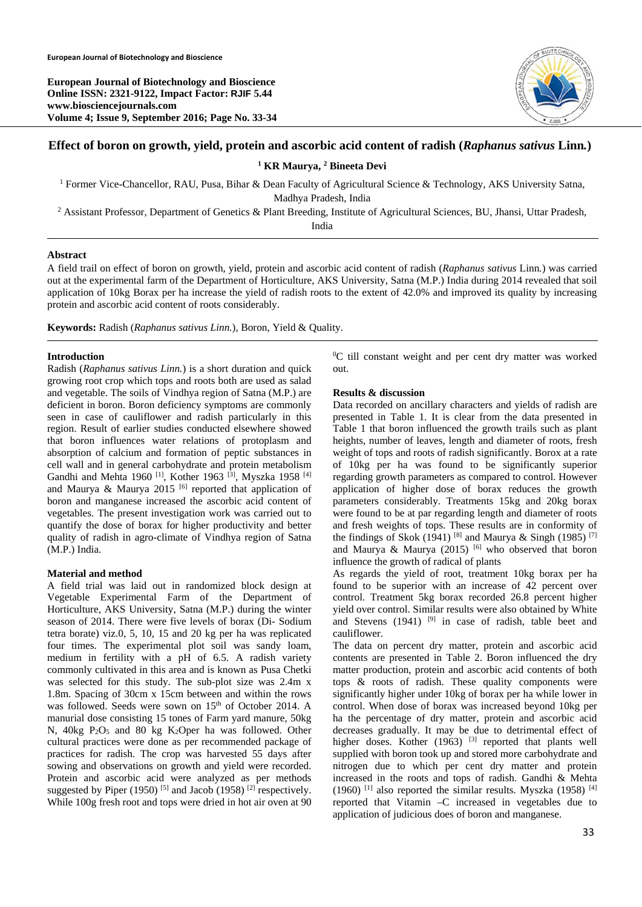# Effect of boron on growth, yield, protein and ascorbic acid content of radish (*Raphanus sativus* Linn.)

**[1] KR Maurya, [2] Bineeta Devi**

[1] Former Vice-Chancellor, RAU, Pusa, Bihar & Dean Faculty of Agricultural Science & Technology, AKS University Satna, Madhya Pradesh, India

[2] Assistant Professor, Department of Genetics & Plant Breeding, Institute of Agricultural Sciences, BU, Jhansi, Uttar Pradesh, India

### Abstract

A field trail on effect of boron on growth, yield, protein and ascorbic acid content of radish (*Raphanus sativus* Linn.) was carried out at the experimental farm of the Department of Horticulture, AKS University, Satna (M.P.) India during 2014 revealed that soil application of 10kg Borax per ha increase the yield of radish roots to the extent of 42.0% and improved its quality by increasing protein and ascorbic acid content of roots considerably.

**Keywords:** Radish (*Raphanus sativus Linn.*), Boron, Yield & Quality.

### Introduction

Radish (*Raphanus sativus Linn.*) is a short duration and quick growing root crop which tops and roots both are used as salad and vegetable. The soils of Vindhya region of Satna (M.P.) are deficient in boron. Boron deficiency symptoms are commonly seen in case of cauliflower and radish particularly in this region. Result of earlier studies conducted elsewhere showed that boron influences water relations of protoplasm and absorption of calcium and formation of peptic substances in cell wall and in general carbohydrate and protein metabolism Gandhi and Mehta 1960 [1], Kother 1963 [3], Myszka 1958 [4] and Maurya & Maurya 2015 [6] reported that application of boron and manganese increased the ascorbic acid content of vegetables. The present investigation work was carried out to quantify the dose of borax for higher productivity and better quality of radish in agro-climate of Vindhya region of Satna (M.P.) India.

### Material and method

A field trial was laid out in randomized block design at Vegetable Experimental Farm of the Department of Horticulture, AKS University, Satna (M.P.) during the winter season of 2014. There were five levels of borax (Di- Sodium tetra borate) viz.0, 5, 10, 15 and 20 kg per ha was replicated four times. The experimental plot soil was sandy loam, medium in fertility with a pH of 6.5. A radish variety commonly cultivated in this area and is known as Pusa Chetki was selected for this study. The sub-plot size was 2.4m x 1.8m. Spacing of 30cm x 15cm between and within the rows was followed. Seeds were sown on 15th of October 2014. A manurial dose consisting 15 tones of Farm yard manure, 50kg N, 40kg $P_2O_5$ and 80 kg $K_2O$per ha was followed. Other cultural practices were done as per recommended package of practices for radish. The crop was harvested 55 days after sowing and observations on growth and yield were recorded. Protein and ascorbic acid were analyzed as per methods suggested by Piper (1950) [5] and Jacob (1958) [2] respectively. While 100g fresh root and tops were dried in hot air oven at 90 $^0$C till constant weight and per cent dry matter was worked out.

### Results & discussion

Data recorded on ancillary characters and yields of radish are presented in Table 1. It is clear from the data presented in Table 1 that boron influenced the growth trails such as plant heights, number of leaves, length and diameter of roots, fresh weight of tops and roots of radish significantly. Borox at a rate of 10kg per ha was found to be significantly superior regarding growth parameters as compared to control. However application of higher dose of borax reduces the growth parameters considerably. Treatments 15kg and 20kg borax were found to be at par regarding length and diameter of roots and fresh weights of tops. These results are in conformity of the findings of Skok (1941) [8] and Maurya & Singh (1985) [7] and Maurya & Maurya (2015) [6] who observed that boron influence the growth of radical of plants

As regards the yield of root, treatment 10kg borax per ha found to be superior with an increase of 42 percent over control. Treatment 5kg borax recorded 26.8 percent higher yield over control. Similar results were also obtained by White and Stevens (1941) [9] in case of radish, table beet and cauliflower.

The data on percent dry matter, protein and ascorbic acid contents are presented in Table 2. Boron influenced the dry matter production, protein and ascorbic acid contents of both tops & roots of radish. These quality components were significantly higher under 10kg of borax per ha while lower in control. When dose of borax was increased beyond 10kg per ha the percentage of dry matter, protein and ascorbic acid decreases gradually. It may be due to detrimental effect of higher doses. Kother (1963) [3] reported that plants well supplied with boron took up and stored more carbohydrate and nitrogen due to which per cent dry matter and protein increased in the roots and tops of radish. Gandhi & Mehta (1960) [1] also reported the similar results. Myszka (1958) [4] reported that Vitamin –C increased in vegetables due to application of judicious does of boron and manganese.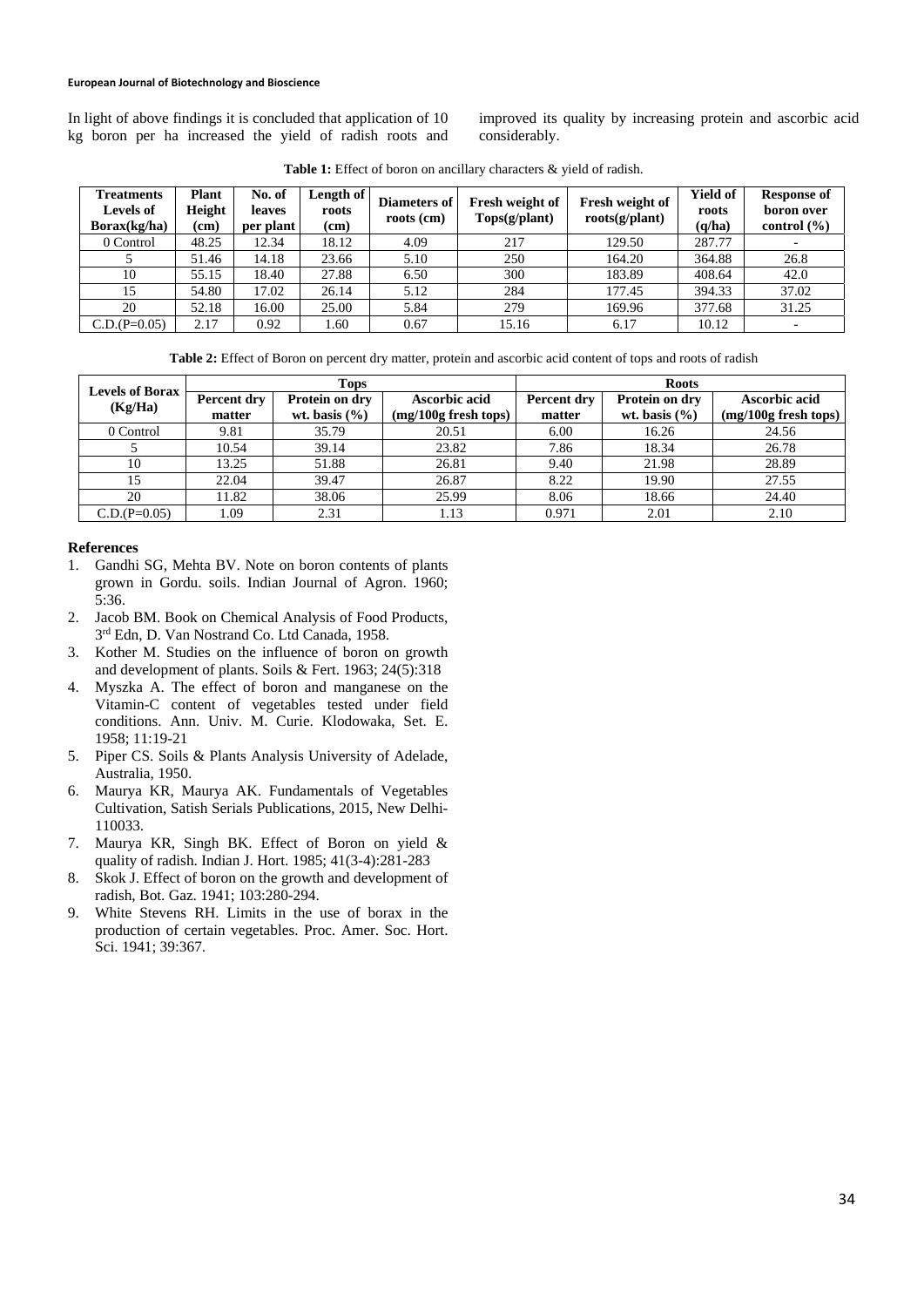In light of above findings it is concluded that application of 10 kg boron per ha increased the yield of radish roots and improved its quality by increasing protein and ascorbic acid considerably.

**Table 1:** Effect of boron on ancillary characters & yield of radish.

| Treatments Levels of Borax(kg/ha) | Plant Height (cm) | No. of leaves per plant | Length of roots (cm) | Diameters of roots (cm) | Fresh weight of Tops(g/plant) | Fresh weight of roots(g/plant) | Yield of roots (q/ha) | Response of boron over control (%) |
|---|---|---|---|---|---|---|---|---|
| 0 Control | 48.25 | 12.34 | 18.12 | 4.09 | 217 | 129.50 | 287.77 | - |
| 5 | 51.46 | 14.18 | 23.66 | 5.10 | 250 | 164.20 | 364.88 | 26.8 |
| 10 | 55.15 | 18.40 | 27.88 | 6.50 | 300 | 183.89 | 408.64 | 42.0 |
| 15 | 54.80 | 17.02 | 26.14 | 5.12 | 284 | 177.45 | 394.33 | 37.02 |
| 20 | 52.18 | 16.00 | 25.00 | 5.84 | 279 | 169.96 | 377.68 | 31.25 |
| C.D.(P=0.05) | 2.17 | 0.92 | 1.60 | 0.67 | 15.16 | 6.17 | 10.12 | - |

**Table 2:** Effect of Boron on percent dry matter, protein and ascorbic acid content of tops and roots of radish

| Levels of Borax (Kg/Ha) | Tops | | | Roots | | |
|---|---|---|---|---|---|---|
| | Percent dry matter | Protein on dry wt. basis (%) | Ascorbic acid (mg/100g fresh tops) | Percent dry matter | Protein on dry wt. basis (%) | Ascorbic acid (mg/100g fresh tops) |
| 0 Control | 9.81 | 35.79 | 20.51 | 6.00 | 16.26 | 24.56 |
| 5 | 10.54 | 39.14 | 23.82 | 7.86 | 18.34 | 26.78 |
| 10 | 13.25 | 51.88 | 26.81 | 9.40 | 21.98 | 28.89 |
| 15 | 22.04 | 39.47 | 26.87 | 8.22 | 19.90 | 27.55 |
| 20 | 11.82 | 38.06 | 25.99 | 8.06 | 18.66 | 24.40 |
| C.D.(P=0.05) | 1.09 | 2.31 | 1.13 | 0.971 | 2.01 | 2.10 |

## References

1. Gandhi SG, Mehta BV. Note on boron contents of plants grown in Gordu. soils. Indian Journal of Agron. 1960; 5:36.
2. Jacob BM. Book on Chemical Analysis of Food Products, 3rd Edn, D. Van Nostrand Co. Ltd Canada, 1958.
3. Kother M. Studies on the influence of boron on growth and development of plants. Soils & Fert. 1963; 24(5):318
4. Myszka A. The effect of boron and manganese on the Vitamin-C content of vegetables tested under field conditions. Ann. Univ. M. Curie. Klodowaka, Set. E. 1958; 11:19-21
5. Piper CS. Soils & Plants Analysis University of Adelade, Australia, 1950.
6. Maurya KR, Maurya AK. Fundamentals of Vegetables Cultivation, Satish Serials Publications, 2015, New Delhi-110033.
7. Maurya KR, Singh BK. Effect of Boron on yield & quality of radish. Indian J. Hort. 1985; 41(3-4):281-283
8. Skok J. Effect of boron on the growth and development of radish, Bot. Gaz. 1941; 103:280-294.
9. White Stevens RH. Limits in the use of borax in the production of certain vegetables. Proc. Amer. Soc. Hort. Sci. 1941; 39:367.